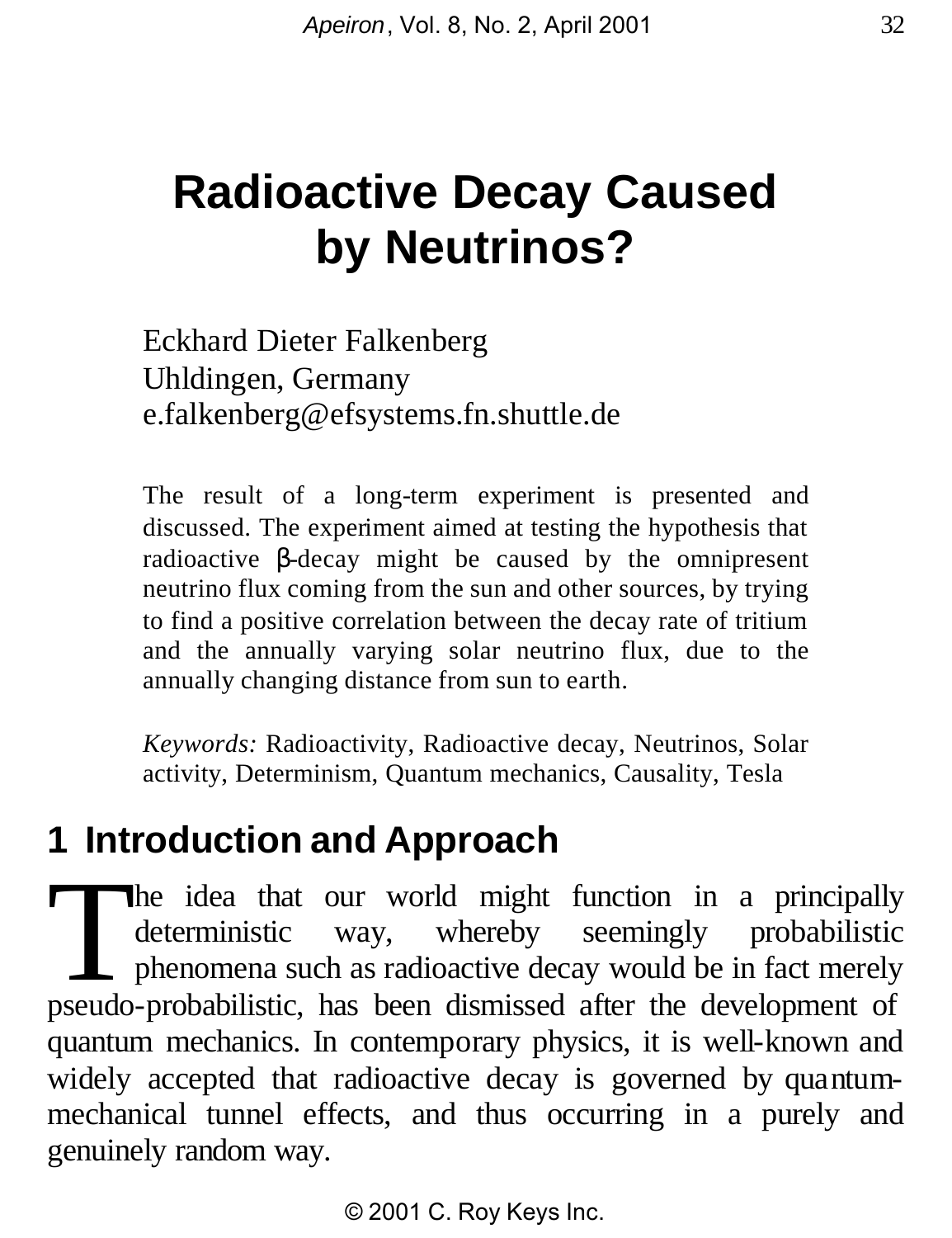# Radioactive Decay Caused by Neutrinos?

Eckhard Dieter Falkenberg
Uhldingen, Germany
e.falkenberg@efsystems.fn.shuttle.de

The result of a long-term experiment is presented and discussed. The experiment aimed at testing the hypothesis that radioactive β-decay might be caused by the omnipresent neutrino flux coming from the sun and other sources, by trying to find a positive correlation between the decay rate of tritium and the annually varying solar neutrino flux, due to the annually changing distance from sun to earth.

*Keywords:* Radioactivity, Radioactive decay, Neutrinos, Solar activity, Determinism, Quantum mechanics, Causality, Tesla

## 1 Introduction and Approach

The idea that our world might function in a principally deterministic way, whereby seemingly probabilistic phenomena such as radioactive decay would be in fact merely pseudo-probabilistic, has been dismissed after the development of quantum mechanics. In contemporary physics, it is well-known and widely accepted that radioactive decay is governed by quantum-mechanical tunnel effects, and thus occurring in a purely and genuinely random way.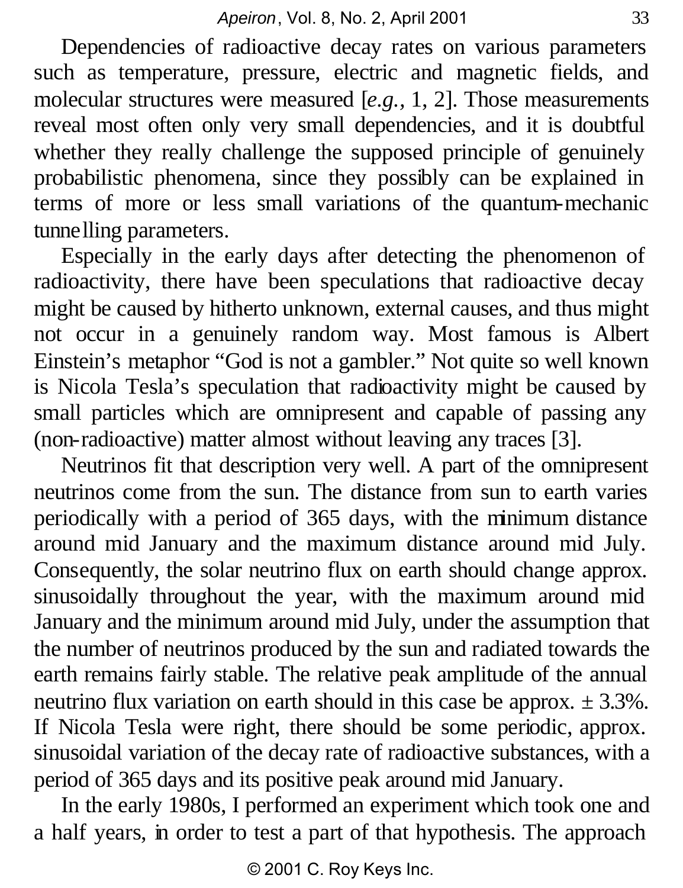Dependencies of radioactive decay rates on various parameters such as temperature, pressure, electric and magnetic fields, and molecular structures were measured [*e.g.,* 1, 2]. Those measurements reveal most often only very small dependencies, and it is doubtful whether they really challenge the supposed principle of genuinely probabilistic phenomena, since they possibly can be explained in terms of more or less small variations of the quantum-mechanic tunnelling parameters.

Especially in the early days after detecting the phenomenon of radioactivity, there have been speculations that radioactive decay might be caused by hitherto unknown, external causes, and thus might not occur in a genuinely random way. Most famous is Albert Einstein's metaphor "God is not a gambler." Not quite so well known is Nicola Tesla's speculation that radioactivity might be caused by small particles which are omnipresent and capable of passing any (non-radioactive) matter almost without leaving any traces [3].

Neutrinos fit that description very well. A part of the omnipresent neutrinos come from the sun. The distance from sun to earth varies periodically with a period of 365 days, with the minimum distance around mid January and the maximum distance around mid July. Consequently, the solar neutrino flux on earth should change approx. sinusoidally throughout the year, with the maximum around mid January and the minimum around mid July, under the assumption that the number of neutrinos produced by the sun and radiated towards the earth remains fairly stable. The relative peak amplitude of the annual neutrino flux variation on earth should in this case be approx. $\pm$ 3.3%. If Nicola Tesla were right, there should be some periodic, approx. sinusoidal variation of the decay rate of radioactive substances, with a period of 365 days and its positive peak around mid January.

In the early 1980s, I performed an experiment which took one and a half years, in order to test a part of that hypothesis. The approach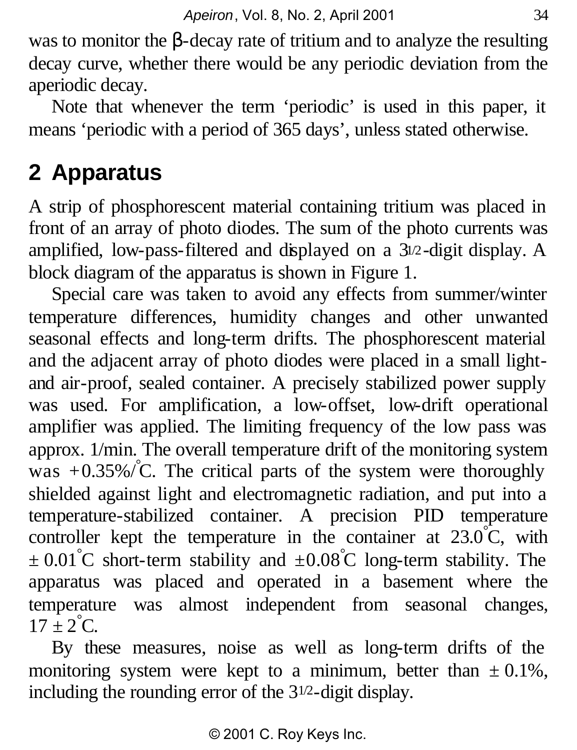was to monitor the β-decay rate of tritium and to analyze the resulting decay curve, whether there would be any periodic deviation from the aperiodic decay.

Note that whenever the term 'periodic' is used in this paper, it means 'periodic with a period of 365 days', unless stated otherwise.

## 2 Apparatus

A strip of phosphorescent material containing tritium was placed in front of an array of photo diodes. The sum of the photo currents was amplified, low-pass-filtered and displayed on a $3^{1/2}$-digit display. A block diagram of the apparatus is shown in Figure 1.

Special care was taken to avoid any effects from summer/winter temperature differences, humidity changes and other unwanted seasonal effects and long-term drifts. The phosphorescent material and the adjacent array of photo diodes were placed in a small light- and air-proof, sealed container. A precisely stabilized power supply was used. For amplification, a low-offset, low-drift operational amplifier was applied. The limiting frequency of the low pass was approx. 1/min. The overall temperature drift of the monitoring system was +0.35%/°C. The critical parts of the system were thoroughly shielded against light and electromagnetic radiation, and put into a temperature-stabilized container. A precision PID temperature controller kept the temperature in the container at 23.0°C, with ± 0.01°C short-term stability and ±0.08°C long-term stability. The apparatus was placed and operated in a basement where the temperature was almost independent from seasonal changes, 17 ± 2°C.

By these measures, noise as well as long-term drifts of the monitoring system were kept to a minimum, better than ± 0.1%, including the rounding error of the $3^{1/2}$-digit display.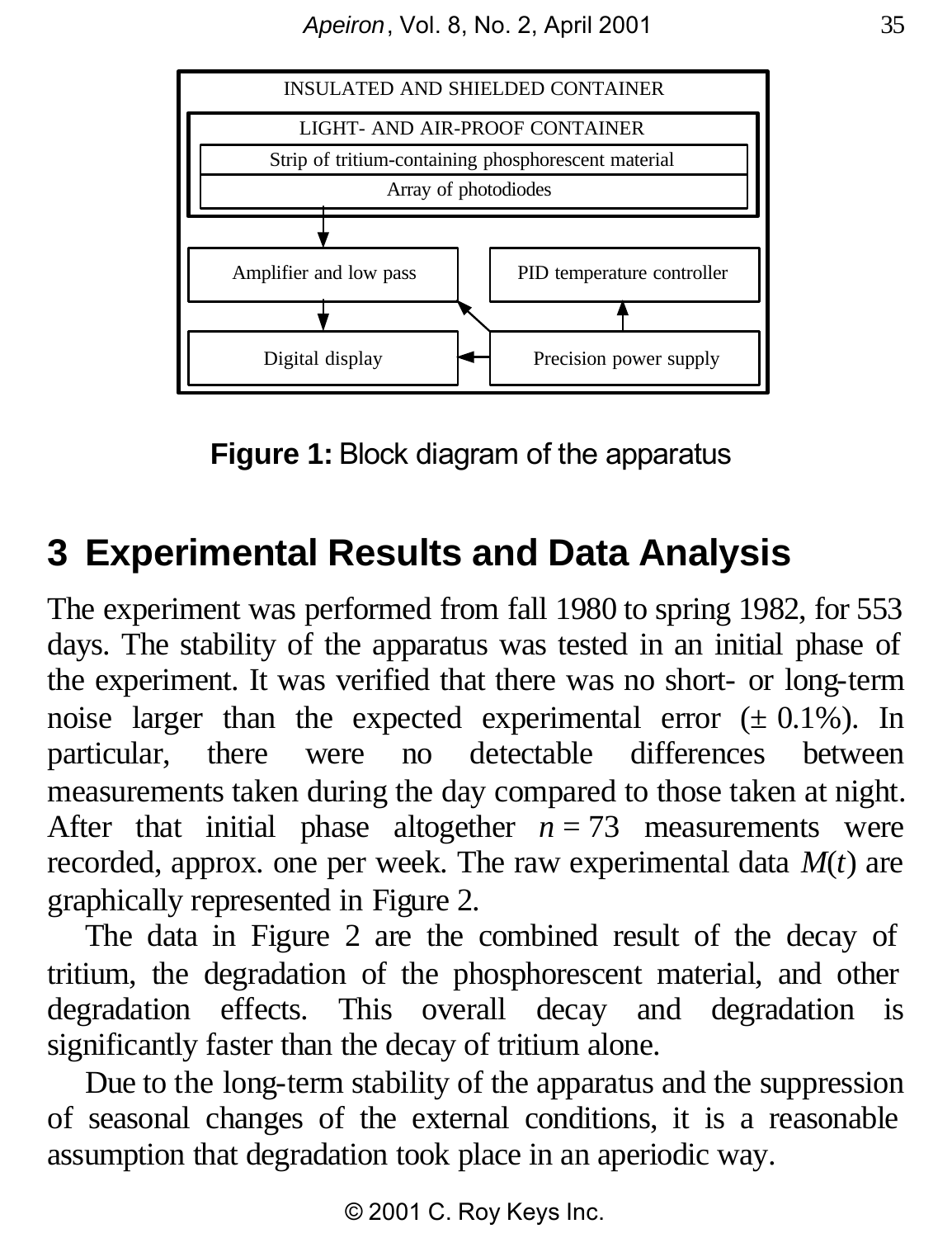**Figure 1:** Block diagram of the apparatus

## 3 Experimental Results and Data Analysis

The experiment was performed from fall 1980 to spring 1982, for 553 days. The stability of the apparatus was tested in an initial phase of the experiment. It was verified that there was no short- or long-term noise larger than the expected experimental error (± 0.1%). In particular, there were no detectable differences between measurements taken during the day compared to those taken at night. After that initial phase altogether $n = 73$ measurements were recorded, approx. one per week. The raw experimental data $M(t)$ are graphically represented in Figure 2.

The data in Figure 2 are the combined result of the decay of tritium, the degradation of the phosphorescent material, and other degradation effects. This overall decay and degradation is significantly faster than the decay of tritium alone.

Due to the long-term stability of the apparatus and the suppression of seasonal changes of the external conditions, it is a reasonable assumption that degradation took place in an aperiodic way.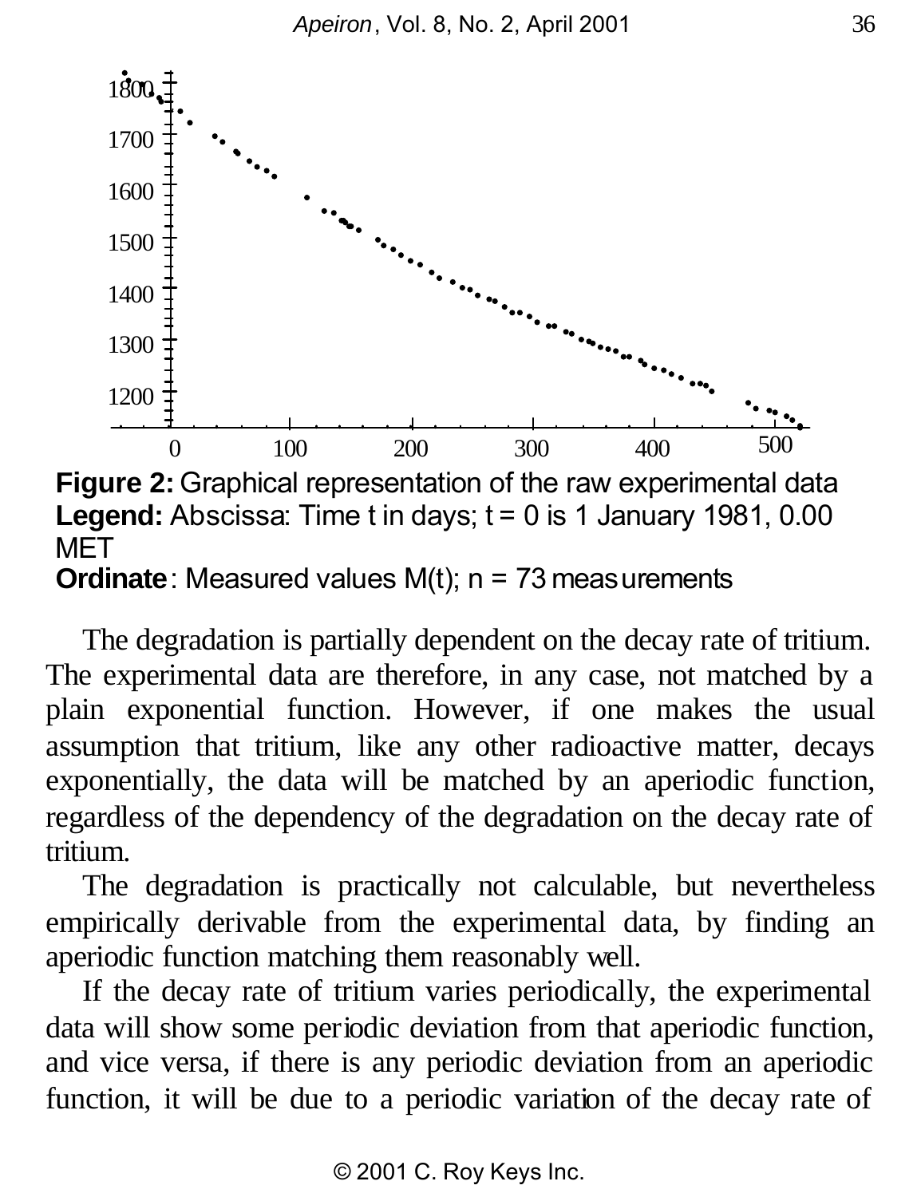**Figure 2:** Graphical representation of the raw experimental data
**Legend:** Abscissa: Time t in days; t = 0 is 1 January 1981, 0.00 MET
**Ordinate**: Measured values M(t); n = 73 measurements

The degradation is partially dependent on the decay rate of tritium. The experimental data are therefore, in any case, not matched by a plain exponential function. However, if one makes the usual assumption that tritium, like any other radioactive matter, decays exponentially, the data will be matched by an aperiodic function, regardless of the dependency of the degradation on the decay rate of tritium.

The degradation is practically not calculable, but nevertheless empirically derivable from the experimental data, by finding an aperiodic function matching them reasonably well.

If the decay rate of tritium varies periodically, the experimental data will show some periodic deviation from that aperiodic function, and vice versa, if there is any periodic deviation from an aperiodic function, it will be due to a periodic variation of the decay rate of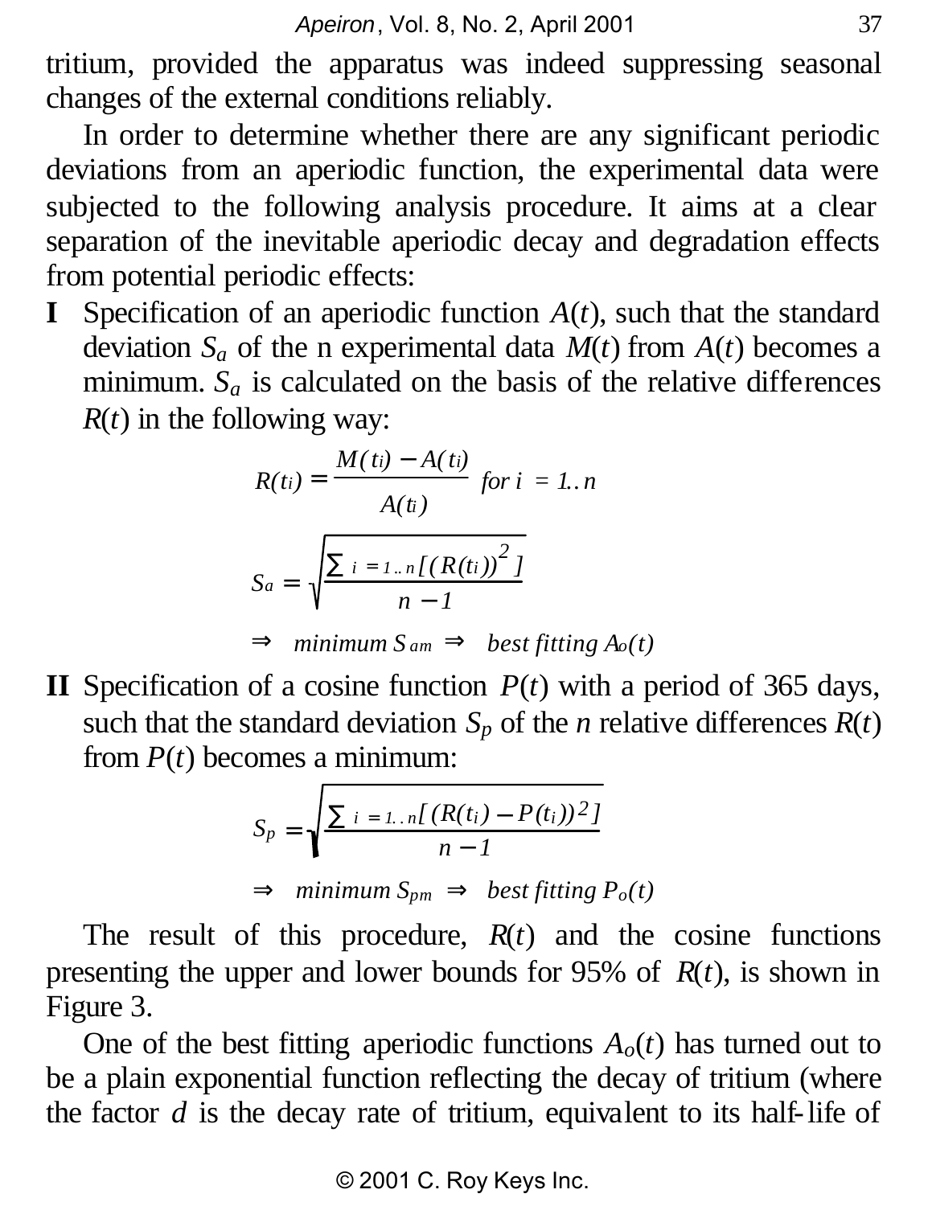tritium, provided the apparatus was indeed suppressing seasonal changes of the external conditions reliably.

In order to determine whether there are any significant periodic deviations from an aperiodic function, the experimental data were subjected to the following analysis procedure. It aims at a clear separation of the inevitable aperiodic decay and degradation effects from potential periodic effects:

**I** Specification of an aperiodic function $A(t)$, such that the standard deviation $S_a$ of the n experimental data $M(t)$ from $A(t)$ becomes a minimum. $S_a$ is calculated on the basis of the relative differences $R(t)$ in the following way:

$$R(t_i) = \frac{M(t_i) - A(t_i)}{A(t_i)} \quad for\ i = 1..n$$

$$S_a = \sqrt{\frac{\sum_{i=1..n}[(R(t_i))^2]}{n-1}}$$

$$\Rightarrow \quad minimum\ S_{am} \Rightarrow \quad best\ fitting\ A_o(t)$$

**II** Specification of a cosine function $P(t)$ with a period of 365 days, such that the standard deviation $S_p$ of the $n$ relative differences $R(t)$ from $P(t)$ becomes a minimum:

$$S_p = \sqrt{\frac{\sum_{i=1..n}[(R(t_i) - P(t_i))^2]}{n-1}}$$

$$\Rightarrow \quad minimum\ S_{pm} \Rightarrow \quad best\ fitting\ P_o(t)$$

The result of this procedure, $R(t)$ and the cosine functions presenting the upper and lower bounds for 95% of $R(t)$, is shown in Figure 3.

One of the best fitting aperiodic functions $A_o(t)$ has turned out to be a plain exponential function reflecting the decay of tritium (where the factor $d$ is the decay rate of tritium, equivalent to its half-life of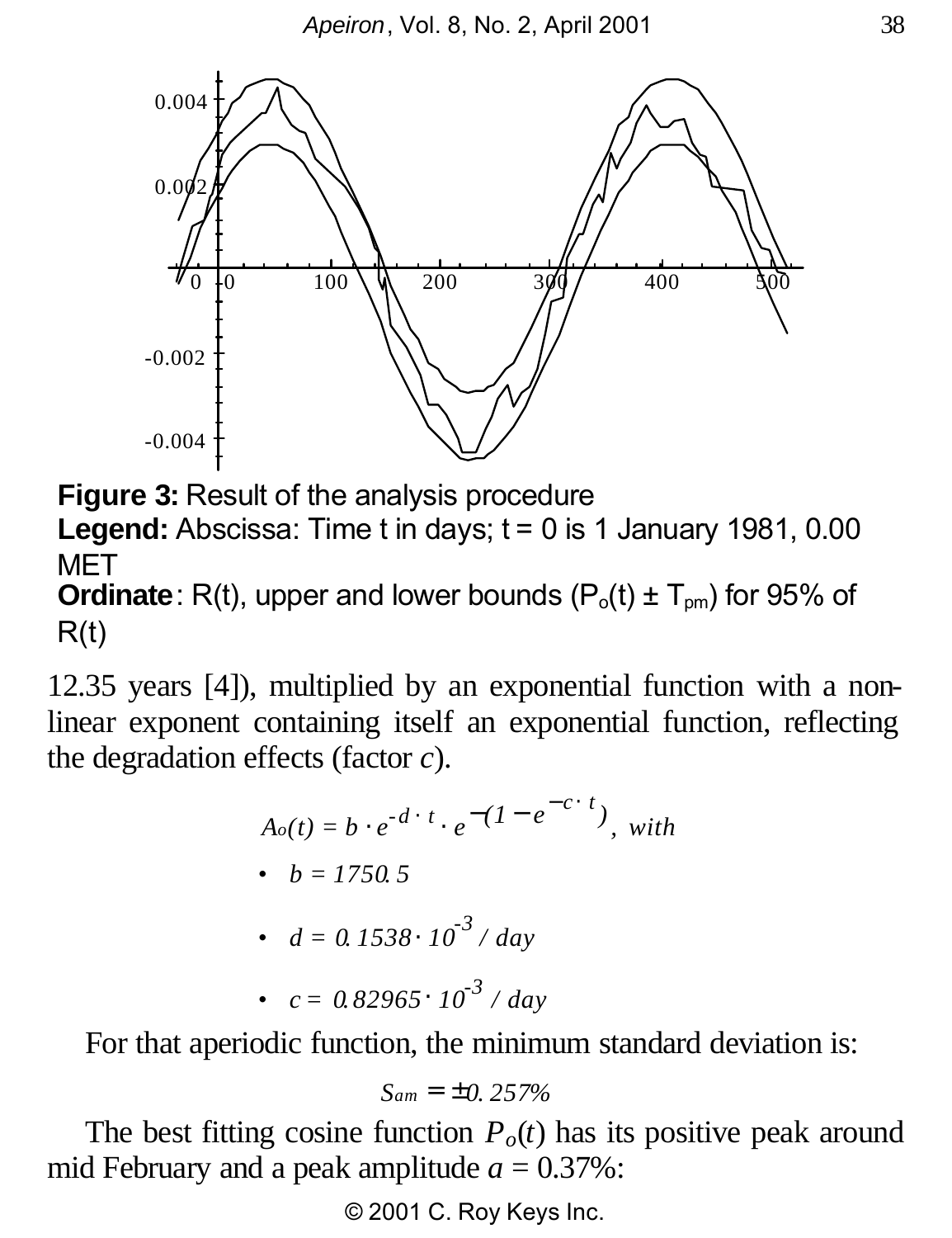**Figure 3:** Result of the analysis procedure

**Legend:** Abscissa: Time t in days; t = 0 is 1 January 1981, 0.00 MET

**Ordinate**: R(t), upper and lower bounds ($P_o(t) \pm T_{pm}$) for 95% of R(t)

12.35 years [4]), multiplied by an exponential function with a non-linear exponent containing itself an exponential function, reflecting the degradation effects (factor *c*).

$$A_o(t) = b \cdot e^{-d \cdot t} \cdot e^{-(1 - e^{-c \cdot t})}, \text{ with}$$

- $b = 1750.5$
- $d = 0.1538 \cdot 10^{-3}$ / day
- $c = 0.82965 \cdot 10^{-3}$ / day

For that aperiodic function, the minimum standard deviation is:

$$s_{am} = \pm 0.257\%$$

The best fitting cosine function $P_o(t)$ has its positive peak around mid February and a peak amplitude $a = 0.37\%$: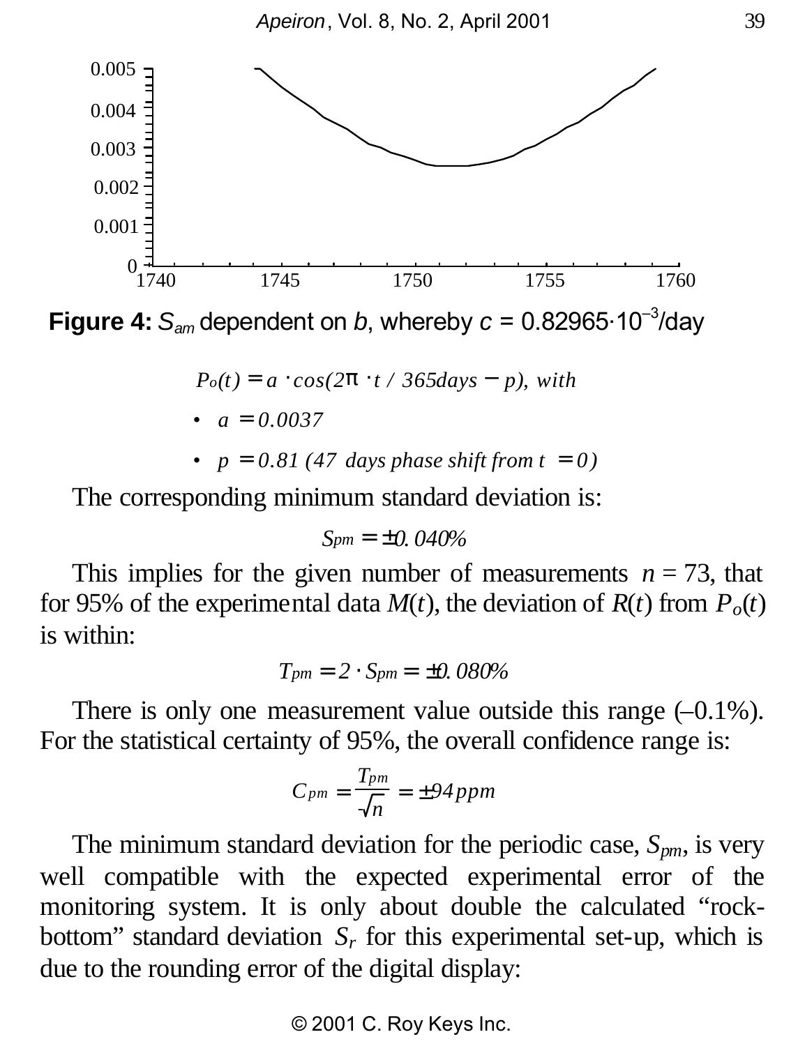Figure 4: $S_{am}$ dependent on $b$, whereby $c = 0.82965 \cdot 10^{-3}$/day

$$P_o(t) = a \cdot \cos(2\pi \cdot t / 365 days - p), \text{ with}$$

- $a = 0.0037$
- $p = 0.81$ (47 days phase shift from $t = 0$)

The corresponding minimum standard deviation is:

$$S_{pm} = \pm 0.040\%$$

This implies for the given number of measurements $n = 73$, that for 95% of the experimental data $M(t)$, the deviation of $R(t)$ from $P_o(t)$ is within:

$$T_{pm} = 2 \cdot S_{pm} = \pm 0.080\%$$

There is only one measurement value outside this range (–0.1%). For the statistical certainty of 95%, the overall confidence range is:

$$C_{pm} = \frac{T_{pm}}{\sqrt{n}} = \pm 94\, ppm$$

The minimum standard deviation for the periodic case, $S_{pm}$, is very well compatible with the expected experimental error of the monitoring system. It is only about double the calculated "rock-bottom" standard deviation $S_r$ for this experimental set-up, which is due to the rounding error of the digital display: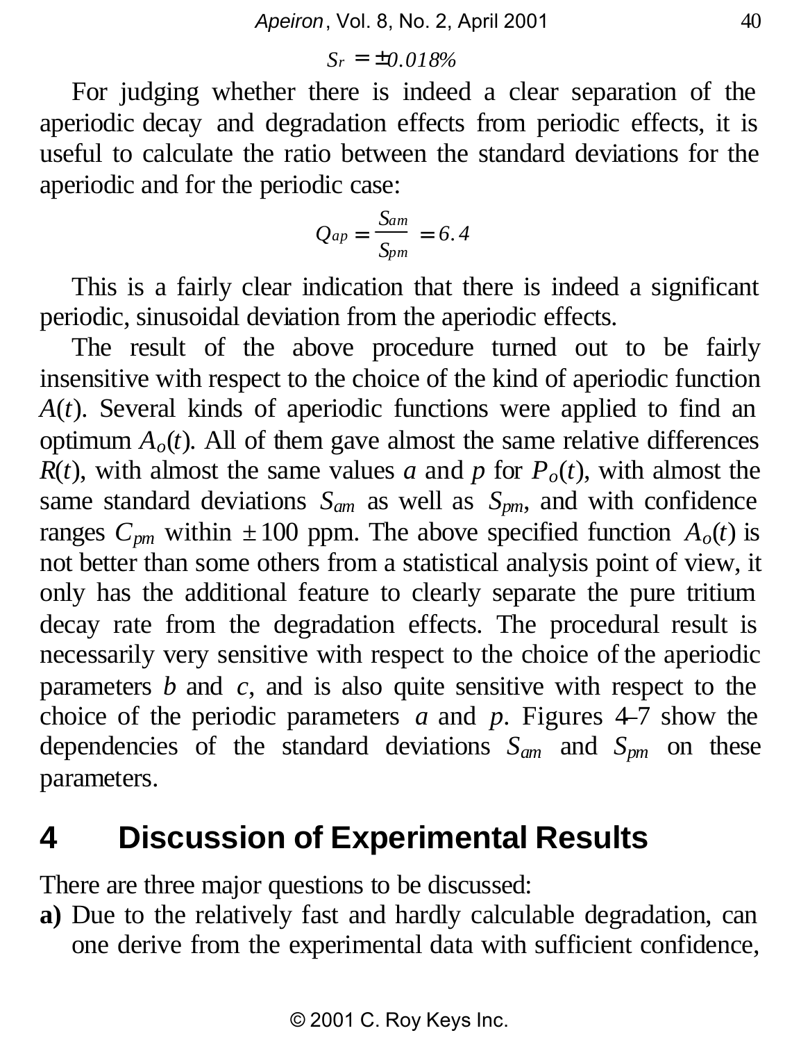$$S_r = \pm 0.018\%$$

For judging whether there is indeed a clear separation of the aperiodic decay and degradation effects from periodic effects, it is useful to calculate the ratio between the standard deviations for the aperiodic and for the periodic case:

$$Q_{ap} = \frac{S_{am}}{S_{pm}} = 6.4$$

This is a fairly clear indication that there is indeed a significant periodic, sinusoidal deviation from the aperiodic effects.

The result of the above procedure turned out to be fairly insensitive with respect to the choice of the kind of aperiodic function $A(t)$. Several kinds of aperiodic functions were applied to find an optimum $A_o(t)$. All of them gave almost the same relative differences $R(t)$, with almost the same values $a$ and $p$ for $P_o(t)$, with almost the same standard deviations $S_{am}$ as well as $S_{pm}$, and with confidence ranges $C_{pm}$ within $\pm 100$ ppm. The above specified function $A_o(t)$ is not better than some others from a statistical analysis point of view, it only has the additional feature to clearly separate the pure tritium decay rate from the degradation effects. The procedural result is necessarily very sensitive with respect to the choice of the aperiodic parameters $b$ and $c$, and is also quite sensitive with respect to the choice of the periodic parameters $a$ and $p$. Figures 4–7 show the dependencies of the standard deviations $S_{am}$ and $S_{pm}$ on these parameters.

## 4 Discussion of Experimental Results

There are three major questions to be discussed:

**a)** Due to the relatively fast and hardly calculable degradation, can one derive from the experimental data with sufficient confidence,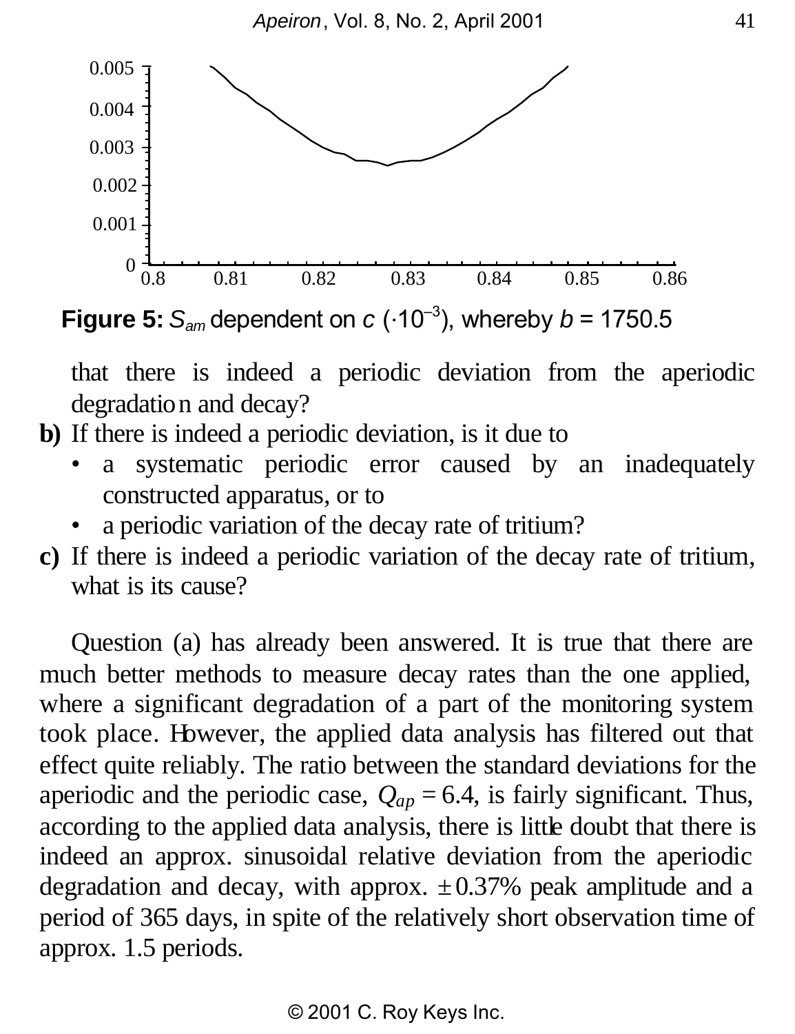**Figure 5:** $S_{am}$ dependent on $c$ $(\cdot 10^{-3})$, whereby $b$ = 1750.5

that there is indeed a periodic deviation from the aperiodic degradation and decay?

**b)** If there is indeed a periodic deviation, is it due to

- a systematic periodic error caused by an inadequately constructed apparatus, or to
- a periodic variation of the decay rate of tritium?

**c)** If there is indeed a periodic variation of the decay rate of tritium, what is its cause?

Question (a) has already been answered. It is true that there are much better methods to measure decay rates than the one applied, where a significant degradation of a part of the monitoring system took place. However, the applied data analysis has filtered out that effect quite reliably. The ratio between the standard deviations for the aperiodic and the periodic case, $Q_{ap} = 6.4$, is fairly significant. Thus, according to the applied data analysis, there is little doubt that there is indeed an approx. sinusoidal relative deviation from the aperiodic degradation and decay, with approx. $\pm 0.37\%$ peak amplitude and a period of 365 days, in spite of the relatively short observation time of approx. 1.5 periods.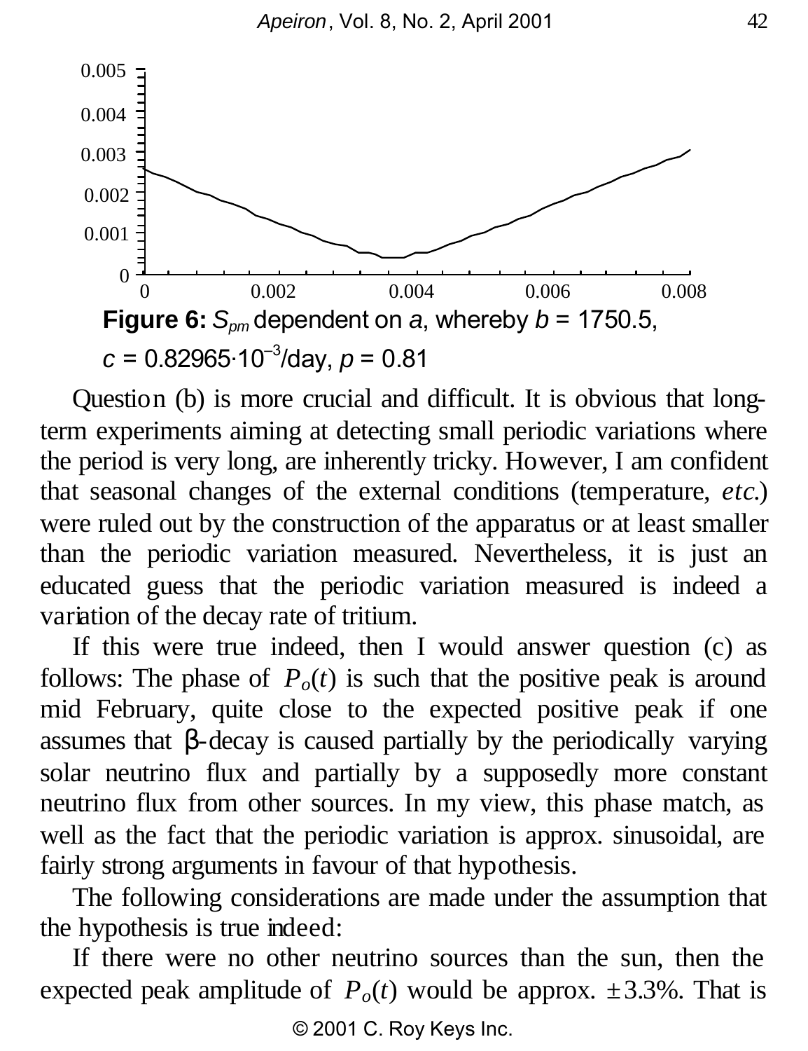**Figure 6:** $S_{pm}$ dependent on $a$, whereby $b$ = 1750.5, $c = 0.82965 \cdot 10^{-3}$/day, $p$ = 0.81

Question (b) is more crucial and difficult. It is obvious that long-term experiments aiming at detecting small periodic variations where the period is very long, are inherently tricky. However, I am confident that seasonal changes of the external conditions (temperature, *etc.*) were ruled out by the construction of the apparatus or at least smaller than the periodic variation measured. Nevertheless, it is just an educated guess that the periodic variation measured is indeed a variation of the decay rate of tritium.

If this were true indeed, then I would answer question (c) as follows: The phase of $P_o(t)$ is such that the positive peak is around mid February, quite close to the expected positive peak if one assumes that β-decay is caused partially by the periodically varying solar neutrino flux and partially by a supposedly more constant neutrino flux from other sources. In my view, this phase match, as well as the fact that the periodic variation is approx. sinusoidal, are fairly strong arguments in favour of that hypothesis.

The following considerations are made under the assumption that the hypothesis is true indeed:

If there were no other neutrino sources than the sun, then the expected peak amplitude of $P_o(t)$ would be approx. $\pm 3.3\%$. That is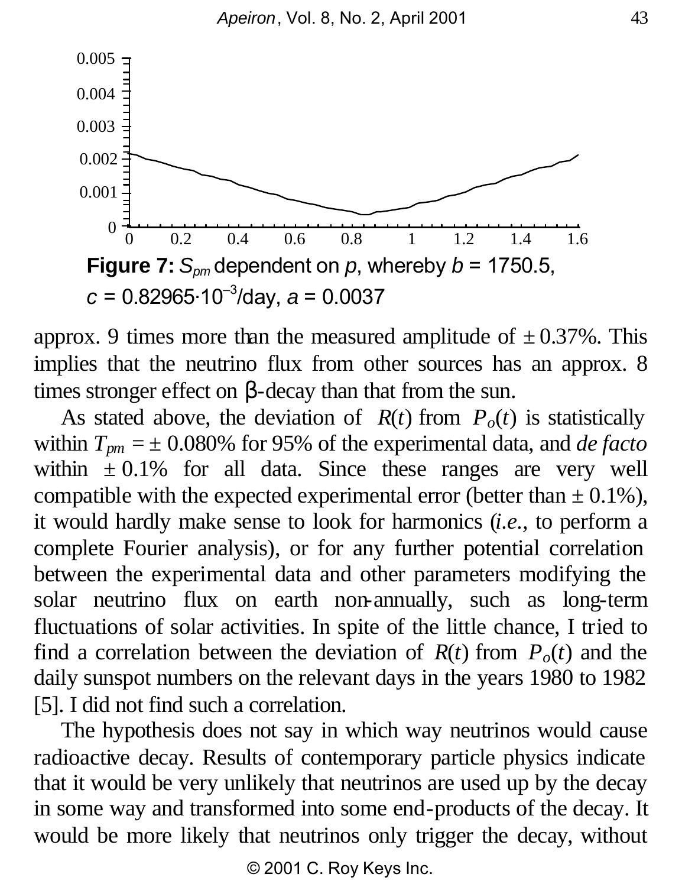**Figure 7:** $S_{pm}$ dependent on $p$, whereby $b$ = 1750.5, $c$ = 0.82965·10$^{-3}$/day, $a$ = 0.0037

approx. 9 times more than the measured amplitude of ± 0.37%. This implies that the neutrino flux from other sources has an approx. 8 times stronger effect on β-decay than that from the sun.

As stated above, the deviation of $R(t)$ from $P_o(t)$ is statistically within $T_{pm}$ = ± 0.080% for 95% of the experimental data, and *de facto* within ± 0.1% for all data. Since these ranges are very well compatible with the expected experimental error (better than ± 0.1%), it would hardly make sense to look for harmonics (*i.e.,* to perform a complete Fourier analysis), or for any further potential correlation between the experimental data and other parameters modifying the solar neutrino flux on earth non-annually, such as long-term fluctuations of solar activities. In spite of the little chance, I tried to find a correlation between the deviation of $R(t)$ from $P_o(t)$ and the daily sunspot numbers on the relevant days in the years 1980 to 1982 [5]. I did not find such a correlation.

The hypothesis does not say in which way neutrinos would cause radioactive decay. Results of contemporary particle physics indicate that it would be very unlikely that neutrinos are used up by the decay in some way and transformed into some end-products of the decay. It would be more likely that neutrinos only trigger the decay, without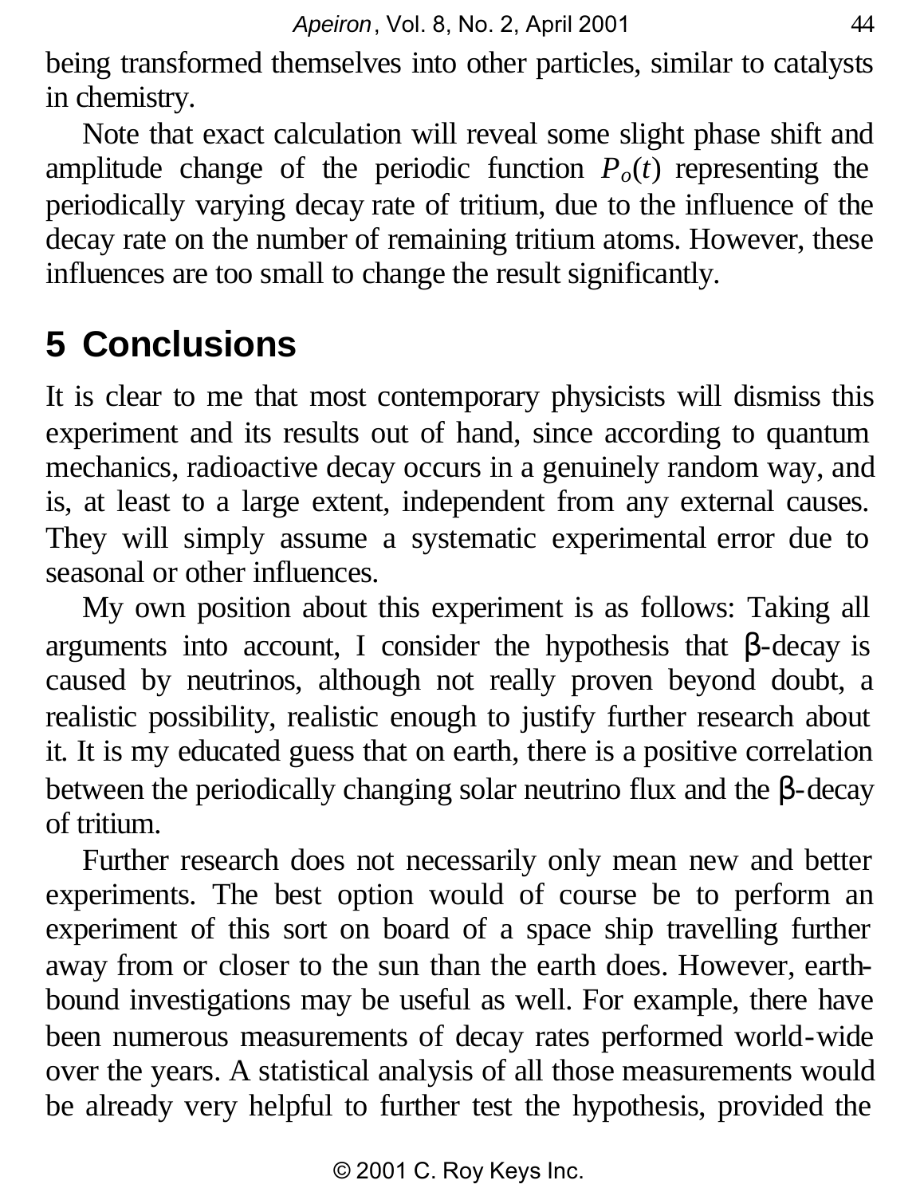being transformed themselves into other particles, similar to catalysts in chemistry.

Note that exact calculation will reveal some slight phase shift and amplitude change of the periodic function $P_o(t)$ representing the periodically varying decay rate of tritium, due to the influence of the decay rate on the number of remaining tritium atoms. However, these influences are too small to change the result significantly.

## 5 Conclusions

It is clear to me that most contemporary physicists will dismiss this experiment and its results out of hand, since according to quantum mechanics, radioactive decay occurs in a genuinely random way, and is, at least to a large extent, independent from any external causes. They will simply assume a systematic experimental error due to seasonal or other influences.

My own position about this experiment is as follows: Taking all arguments into account, I consider the hypothesis that β-decay is caused by neutrinos, although not really proven beyond doubt, a realistic possibility, realistic enough to justify further research about it. It is my educated guess that on earth, there is a positive correlation between the periodically changing solar neutrino flux and the β-decay of tritium.

Further research does not necessarily only mean new and better experiments. The best option would of course be to perform an experiment of this sort on board of a space ship travelling further away from or closer to the sun than the earth does. However, earth-bound investigations may be useful as well. For example, there have been numerous measurements of decay rates performed world-wide over the years. A statistical analysis of all those measurements would be already very helpful to further test the hypothesis, provided the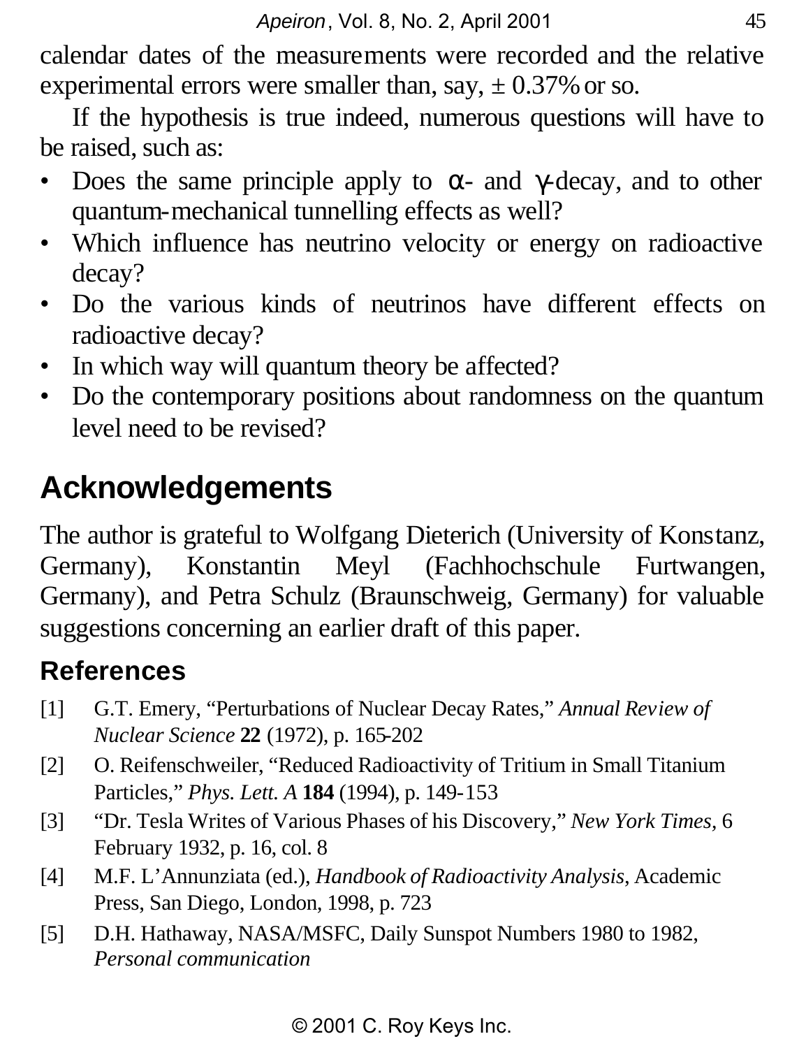calendar dates of the measurements were recorded and the relative experimental errors were smaller than, say, ± 0.37% or so.

If the hypothesis is true indeed, numerous questions will have to be raised, such as:

- Does the same principle apply to $\alpha$- and $\gamma$-decay, and to other quantum-mechanical tunnelling effects as well?
- Which influence has neutrino velocity or energy on radioactive decay?
- Do the various kinds of neutrinos have different effects on radioactive decay?
- In which way will quantum theory be affected?
- Do the contemporary positions about randomness on the quantum level need to be revised?

## Acknowledgements

The author is grateful to Wolfgang Dieterich (University of Konstanz, Germany), Konstantin Meyl (Fachhochschule Furtwangen, Germany), and Petra Schulz (Braunschweig, Germany) for valuable suggestions concerning an earlier draft of this paper.

### References

[1] G.T. Emery, "Perturbations of Nuclear Decay Rates," *Annual Review of Nuclear Science* **22** (1972), p. 165-202

[2] O. Reifenschweiler, "Reduced Radioactivity of Tritium in Small Titanium Particles," *Phys. Lett. A* **184** (1994), p. 149-153

[3] "Dr. Tesla Writes of Various Phases of his Discovery," *New York Times*, 6 February 1932, p. 16, col. 8

[4] M.F. L'Annunziata (ed.), *Handbook of Radioactivity Analysis*, Academic Press, San Diego, London, 1998, p. 723

[5] D.H. Hathaway, NASA/MSFC, Daily Sunspot Numbers 1980 to 1982, *Personal communication*